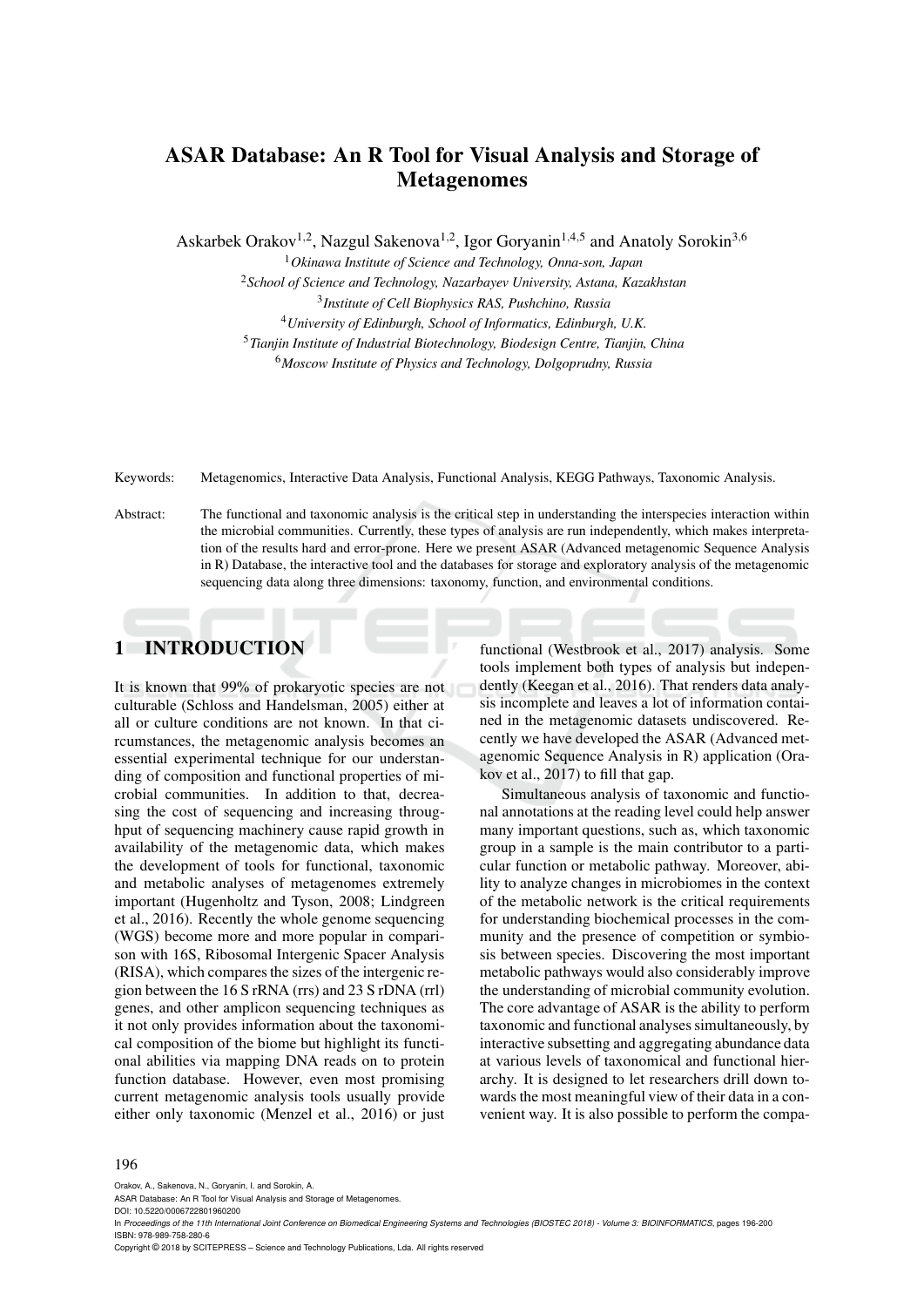# ASAR Database: An R Tool for Visual Analysis and Storage of Metagenomes

Askarbek Orakov[1,2], Nazgul Sakenova[1,2], Igor Goryanin[1,4,5] and Anatoly Sorokin[3,6]

[1] *Okinawa Institute of Science and Technology, Onna-son, Japan*

[2] *School of Science and Technology, Nazarbayev University, Astana, Kazakhstan*

[3] *Institute of Cell Biophysics RAS, Pushchino, Russia*

[4] *University of Edinburgh, School of Informatics, Edinburgh, U.K.*

[5] *Tianjin Institute of Industrial Biotechnology, Biodesign Centre, Tianjin, China*

[6] *Moscow Institute of Physics and Technology, Dolgoprudny, Russia*

Keywords: Metagenomics, Interactive Data Analysis, Functional Analysis, KEGG Pathways, Taxonomic Analysis.

Abstract: The functional and taxonomic analysis is the critical step in understanding the interspecies interaction within the microbial communities. Currently, these types of analysis are run independently, which makes interpretation of the results hard and error-prone. Here we present ASAR (Advanced metagenomic Sequence Analysis in R) Database, the interactive tool and the databases for storage and exploratory analysis of the metagenomic sequencing data along three dimensions: taxonomy, function, and environmental conditions.

## 1 INTRODUCTION

It is known that 99% of prokaryotic species are not culturable (Schloss and Handelsman, 2005) either at all or culture conditions are not known. In that circumstances, the metagenomic analysis becomes an essential experimental technique for our understanding of composition and functional properties of microbial communities. In addition to that, decreasing the cost of sequencing and increasing throughput of sequencing machinery cause rapid growth in availability of the metagenomic data, which makes the development of tools for functional, taxonomic and metabolic analyses of metagenomes extremely important (Hugenholtz and Tyson, 2008; Lindgreen et al., 2016). Recently the whole genome sequencing (WGS) become more and more popular in comparison with 16S, Ribosomal Intergenic Spacer Analysis (RISA), which compares the sizes of the intergenic region between the 16 S rRNA (rrs) and 23 S rDNA (rrl) genes, and other amplicon sequencing techniques as it not only provides information about the taxonomical composition of the biome but highlight its functional abilities via mapping DNA reads on to protein function database. However, even most promising current metagenomic analysis tools usually provide either only taxonomic (Menzel et al., 2016) or just functional (Westbrook et al., 2017) analysis. Some tools implement both types of analysis but independently (Keegan et al., 2016). That renders data analysis incomplete and leaves a lot of information contained in the metagenomic datasets undiscovered. Recently we have developed the ASAR (Advanced metagenomic Sequence Analysis in R) application (Orakov et al., 2017) to fill that gap.

Simultaneous analysis of taxonomic and functional annotations at the reading level could help answer many important questions, such as, which taxonomic group in a sample is the main contributor to a particular function or metabolic pathway. Moreover, ability to analyze changes in microbiomes in the context of the metabolic network is the critical requirements for understanding biochemical processes in the community and the presence of competition or symbiosis between species. Discovering the most important metabolic pathways would also considerably improve the understanding of microbial community evolution. The core advantage of ASAR is the ability to perform taxonomic and functional analyses simultaneously, by interactive subsetting and aggregating abundance data at various levels of taxonomical and functional hierarchy. It is designed to let researchers drill down towards the most meaningful view of their data in a convenient way. It is also possible to perform the compa-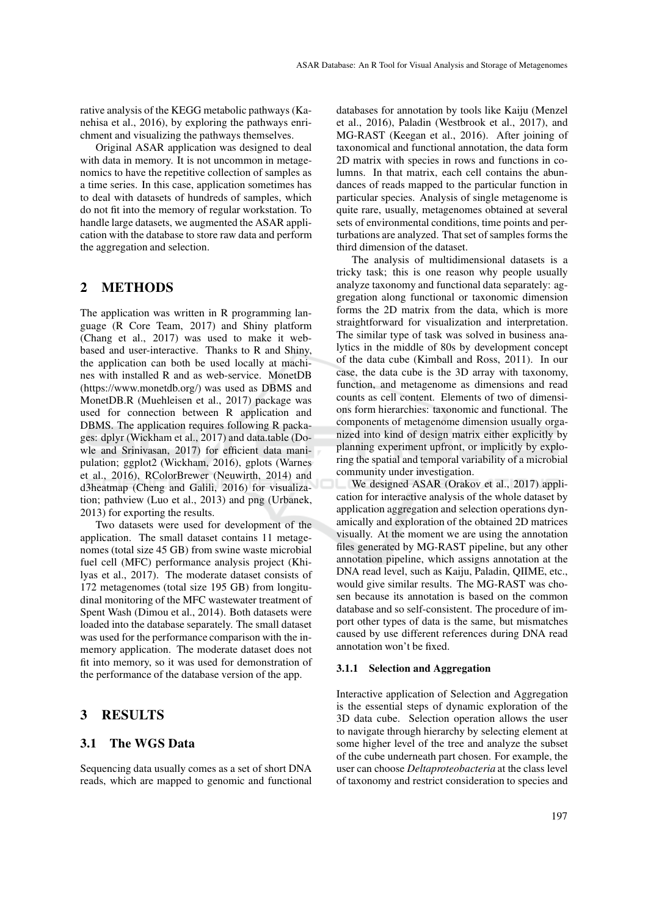rative analysis of the KEGG metabolic pathways (Kanehisa et al., 2016), by exploring the pathways enrichment and visualizing the pathways themselves.

Original ASAR application was designed to deal with data in memory. It is not uncommon in metagenomics to have the repetitive collection of samples as a time series. In this case, application sometimes has to deal with datasets of hundreds of samples, which do not fit into the memory of regular workstation. To handle large datasets, we augmented the ASAR application with the database to store raw data and perform the aggregation and selection.

## 2 METHODS

The application was written in R programming language (R Core Team, 2017) and Shiny platform (Chang et al., 2017) was used to make it web-based and user-interactive. Thanks to R and Shiny, the application can both be used locally at machines with installed R and as web-service. MonetDB (https://www.monetdb.org/) was used as DBMS and MonetDB.R (Muehleisen et al., 2017) package was used for connection between R application and DBMS. The application requires following R packages: dplyr (Wickham et al., 2017) and data.table (Dowle and Srinivasan, 2017) for efficient data manipulation; ggplot2 (Wickham, 2016), gplots (Warnes et al., 2016), RColorBrewer (Neuwirth, 2014) and d3heatmap (Cheng and Galili, 2016) for visualization; pathview (Luo et al., 2013) and png (Urbanek, 2013) for exporting the results.

Two datasets were used for development of the application. The small dataset contains 11 metagenomes (total size 45 GB) from swine waste microbial fuel cell (MFC) performance analysis project (Khilyas et al., 2017). The moderate dataset consists of 172 metagenomes (total size 195 GB) from longitudinal monitoring of the MFC wastewater treatment of Spent Wash (Dimou et al., 2014). Both datasets were loaded into the database separately. The small dataset was used for the performance comparison with the in-memory application. The moderate dataset does not fit into memory, so it was used for demonstration of the performance of the database version of the app.

## 3 RESULTS

### 3.1 The WGS Data

Sequencing data usually comes as a set of short DNA reads, which are mapped to genomic and functional databases for annotation by tools like Kaiju (Menzel et al., 2016), Paladin (Westbrook et al., 2017), and MG-RAST (Keegan et al., 2016). After joining of taxonomical and functional annotation, the data form 2D matrix with species in rows and functions in columns. In that matrix, each cell contains the abundances of reads mapped to the particular function in particular species. Analysis of single metagenome is quite rare, usually, metagenomes obtained at several sets of environmental conditions, time points and perturbations are analyzed. That set of samples forms the third dimension of the dataset.

The analysis of multidimensional datasets is a tricky task; this is one reason why people usually analyze taxonomy and functional data separately: aggregation along functional or taxonomic dimension forms the 2D matrix from the data, which is more straightforward for visualization and interpretation. The similar type of task was solved in business analytics in the middle of 80s by development concept of the data cube (Kimball and Ross, 2011). In our case, the data cube is the 3D array with taxonomy, function, and metagenome as dimensions and read counts as cell content. Elements of two of dimensions form hierarchies: taxonomic and functional. The components of metagenome dimension usually organized into kind of design matrix either explicitly by planning experiment upfront, or implicitly by exploring the spatial and temporal variability of a microbial community under investigation.

We designed ASAR (Orakov et al., 2017) application for interactive analysis of the whole dataset by application aggregation and selection operations dynamically and exploration of the obtained 2D matrices visually. At the moment we are using the annotation files generated by MG-RAST pipeline, but any other annotation pipeline, which assigns annotation at the DNA read level, such as Kaiju, Paladin, QIIME, etc., would give similar results. The MG-RAST was chosen because its annotation is based on the common database and so self-consistent. The procedure of import other types of data is the same, but mismatches caused by use different references during DNA read annotation won't be fixed.

#### 3.1.1 Selection and Aggregation

Interactive application of Selection and Aggregation is the essential steps of dynamic exploration of the 3D data cube. Selection operation allows the user to navigate through hierarchy by selecting element at some higher level of the tree and analyze the subset of the cube underneath part chosen. For example, the user can choose *Deltaproteobacteria* at the class level of taxonomy and restrict consideration to species and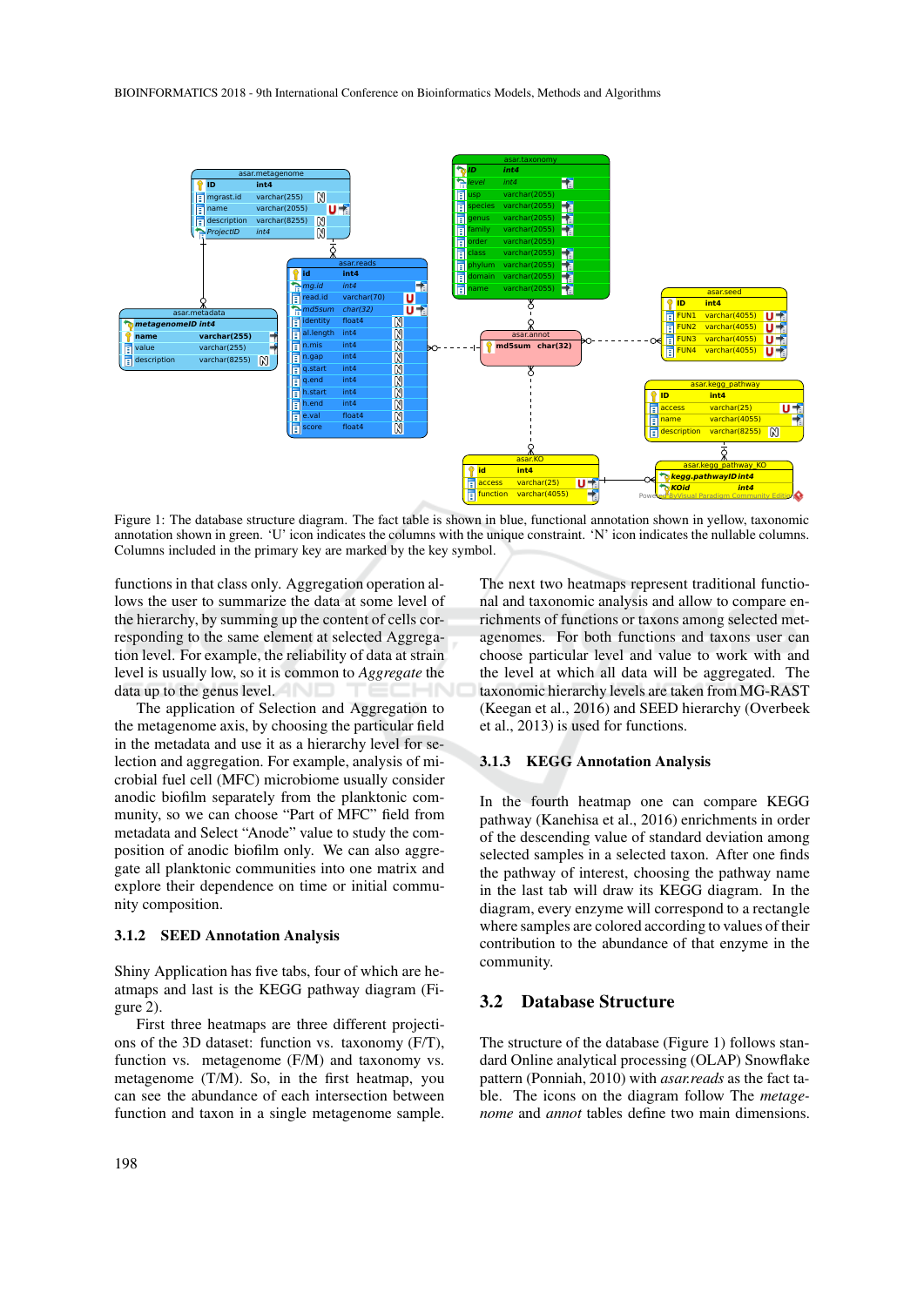Figure 1: The database structure diagram. The fact table is shown in blue, functional annotation shown in yellow, taxonomic annotation shown in green. 'U' icon indicates the columns with the unique constraint. 'N' icon indicates the nullable columns. Columns included in the primary key are marked by the key symbol.

functions in that class only. Aggregation operation allows the user to summarize the data at some level of the hierarchy, by summing up the content of cells corresponding to the same element at selected Aggregation level. For example, the reliability of data at strain level is usually low, so it is common to *Aggregate* the data up to the genus level.

The application of Selection and Aggregation to the metagenome axis, by choosing the particular field in the metadata and use it as a hierarchy level for selection and aggregation. For example, analysis of microbial fuel cell (MFC) microbiome usually consider anodic biofilm separately from the planktonic community, so we can choose "Part of MFC" field from metadata and Select "Anode" value to study the composition of anodic biofilm only. We can also aggregate all planktonic communities into one matrix and explore their dependence on time or initial community composition.

### 3.1.2 SEED Annotation Analysis

Shiny Application has five tabs, four of which are heatmaps and last is the KEGG pathway diagram (Figure 2).

First three heatmaps are three different projections of the 3D dataset: function vs. taxonomy (F/T), function vs. metagenome (F/M) and taxonomy vs. metagenome (T/M). So, in the first heatmap, you can see the abundance of each intersection between function and taxon in a single metagenome sample.

The next two heatmaps represent traditional functional and taxonomic analysis and allow to compare enrichments of functions or taxons among selected metagenomes. For both functions and taxons user can choose particular level and value to work with and the level at which all data will be aggregated. The taxonomic hierarchy levels are taken from MG-RAST (Keegan et al., 2016) and SEED hierarchy (Overbeek et al., 2013) is used for functions.

### 3.1.3 KEGG Annotation Analysis

In the fourth heatmap one can compare KEGG pathway (Kanehisa et al., 2016) enrichments in order of the descending value of standard deviation among selected samples in a selected taxon. After one finds the pathway of interest, choosing the pathway name in the last tab will draw its KEGG diagram. In the diagram, every enzyme will correspond to a rectangle where samples are colored according to values of their contribution to the abundance of that enzyme in the community.

## 3.2 Database Structure

The structure of the database (Figure 1) follows standard Online analytical processing (OLAP) Snowflake pattern (Ponniah, 2010) with *asar.reads* as the fact table. The icons on the diagram follow The *metagenome* and *annot* tables define two main dimensions.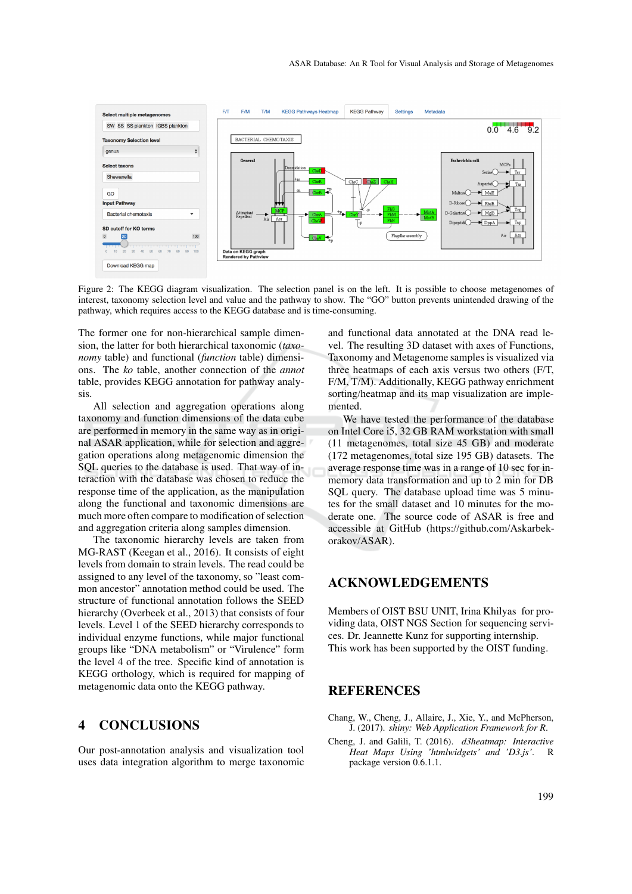Figure 2: The KEGG diagram visualization. The selection panel is on the left. It is possible to choose metagenomes of interest, taxonomy selection level and value and the pathway to show. The "GO" button prevents unintended drawing of the pathway, which requires access to the KEGG database and is time-consuming.

The former one for non-hierarchical sample dimension, the latter for both hierarchical taxonomic (*taxonomy* table) and functional (*function* table) dimensions. The *ko* table, another connection of the *annot* table, provides KEGG annotation for pathway analysis.

All selection and aggregation operations along taxonomy and function dimensions of the data cube are performed in memory in the same way as in original ASAR application, while for selection and aggregation operations along metagenomic dimension the SQL queries to the database is used. That way of interaction with the database was chosen to reduce the response time of the application, as the manipulation along the functional and taxonomic dimensions are much more often compare to modification of selection and aggregation criteria along samples dimension.

The taxonomic hierarchy levels are taken from MG-RAST (Keegan et al., 2016). It consists of eight levels from domain to strain levels. The read could be assigned to any level of the taxonomy, so "least common ancestor" annotation method could be used. The structure of functional annotation follows the SEED hierarchy (Overbeek et al., 2013) that consists of four levels. Level 1 of the SEED hierarchy corresponds to individual enzyme functions, while major functional groups like "DNA metabolism" or "Virulence" form the level 4 of the tree. Specific kind of annotation is KEGG orthology, which is required for mapping of metagenomic data onto the KEGG pathway.

## 4 CONCLUSIONS

Our post-annotation analysis and visualization tool uses data integration algorithm to merge taxonomic and functional data annotated at the DNA read level. The resulting 3D dataset with axes of Functions, Taxonomy and Metagenome samples is visualized via three heatmaps of each axis versus two others (F/T, F/M, T/M). Additionally, KEGG pathway enrichment sorting/heatmap and its map visualization are implemented.

We have tested the performance of the database on Intel Core i5, 32 GB RAM workstation with small (11 metagenomes, total size 45 GB) and moderate (172 metagenomes, total size 195 GB) datasets. The average response time was in a range of 10 sec for in-memory data transformation and up to 2 min for DB SQL query. The database upload time was 5 minutes for the small dataset and 10 minutes for the moderate one. The source code of ASAR is free and accessible at GitHub (https://github.com/Askarbek-orakov/ASAR).

## ACKNOWLEDGEMENTS

Members of OIST BSU UNIT, Irina Khilyas for providing data, OIST NGS Section for sequencing services. Dr. Jeannette Kunz for supporting internship. This work has been supported by the OIST funding.

## REFERENCES

Chang, W., Cheng, J., Allaire, J., Xie, Y., and McPherson, J. (2017). *shiny: Web Application Framework for R*.

Cheng, J. and Galili, T. (2016). *d3heatmap: Interactive Heat Maps Using 'htmlwidgets' and 'D3.js'*. R package version 0.6.1.1.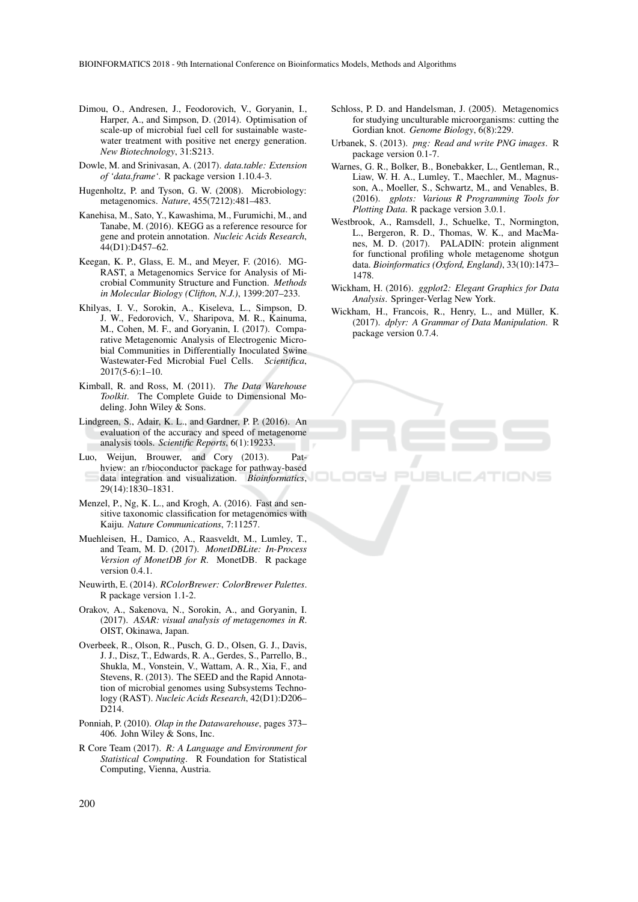Dimou, O., Andresen, J., Feodorovich, V., Goryanin, I., Harper, A., and Simpson, D. (2014). Optimisation of scale-up of microbial fuel cell for sustainable wastewater treatment with positive net energy generation. *New Biotechnology*, 31:S213.

Dowle, M. and Srinivasan, A. (2017). *data.table: Extension of 'data.frame'*. R package version 1.10.4-3.

Hugenholtz, P. and Tyson, G. W. (2008). Microbiology: metagenomics. *Nature*, 455(7212):481–483.

Kanehisa, M., Sato, Y., Kawashima, M., Furumichi, M., and Tanabe, M. (2016). KEGG as a reference resource for gene and protein annotation. *Nucleic Acids Research*, 44(D1):D457–62.

Keegan, K. P., Glass, E. M., and Meyer, F. (2016). MG-RAST, a Metagenomics Service for Analysis of Microbial Community Structure and Function. *Methods in Molecular Biology (Clifton, N.J.)*, 1399:207–233.

Khilyas, I. V., Sorokin, A., Kiseleva, L., Simpson, D. J. W., Fedorovich, V., Sharipova, M. R., Kainuma, M., Cohen, M. F., and Goryanin, I. (2017). Comparative Metagenomic Analysis of Electrogenic Microbial Communities in Differentially Inoculated Swine Wastewater-Fed Microbial Fuel Cells. *Scientifica*, 2017(5-6):1–10.

Kimball, R. and Ross, M. (2011). *The Data Warehouse Toolkit*. The Complete Guide to Dimensional Modeling. John Wiley & Sons.

Lindgreen, S., Adair, K. L., and Gardner, P. P. (2016). An evaluation of the accuracy and speed of metagenome analysis tools. *Scientific Reports*, 6(1):19233.

Luo, Weijun, Brouwer, and Cory (2013). Pathview: an r/bioconductor package for pathway-based data integration and visualization. *Bioinformatics*, 29(14):1830–1831.

Menzel, P., Ng, K. L., and Krogh, A. (2016). Fast and sensitive taxonomic classification for metagenomics with Kaiju. *Nature Communications*, 7:11257.

Muehleisen, H., Damico, A., Raasveldt, M., Lumley, T., and Team, M. D. (2017). *MonetDBLite: In-Process Version of MonetDB for R*. MonetDB. R package version 0.4.1.

Neuwirth, E. (2014). *RColorBrewer: ColorBrewer Palettes*. R package version 1.1-2.

Orakov, A., Sakenova, N., Sorokin, A., and Goryanin, I. (2017). *ASAR: visual analysis of metagenomes in R*. OIST, Okinawa, Japan.

Overbeek, R., Olson, R., Pusch, G. D., Olsen, G. J., Davis, J. J., Disz, T., Edwards, R. A., Gerdes, S., Parrello, B., Shukla, M., Vonstein, V., Wattam, A. R., Xia, F., and Stevens, R. (2013). The SEED and the Rapid Annotation of microbial genomes using Subsystems Technology (RAST). *Nucleic Acids Research*, 42(D1):D206–D214.

Ponniah, P. (2010). *Olap in the Datawarehouse*, pages 373–406. John Wiley & Sons, Inc.

R Core Team (2017). *R: A Language and Environment for Statistical Computing*. R Foundation for Statistical Computing, Vienna, Austria.

Schloss, P. D. and Handelsman, J. (2005). Metagenomics for studying unculturable microorganisms: cutting the Gordian knot. *Genome Biology*, 6(8):229.

Urbanek, S. (2013). *png: Read and write PNG images*. R package version 0.1-7.

Warnes, G. R., Bolker, B., Bonebakker, L., Gentleman, R., Liaw, W. H. A., Lumley, T., Maechler, M., Magnusson, A., Moeller, S., Schwartz, M., and Venables, B. (2016). *gplots: Various R Programming Tools for Plotting Data*. R package version 3.0.1.

Westbrook, A., Ramsdell, J., Schuelke, T., Normington, L., Bergeron, R. D., Thomas, W. K., and MacManes, M. D. (2017). PALADIN: protein alignment for functional profiling whole metagenome shotgun data. *Bioinformatics (Oxford, England)*, 33(10):1473–1478.

Wickham, H. (2016). *ggplot2: Elegant Graphics for Data Analysis*. Springer-Verlag New York.

Wickham, H., Francois, R., Henry, L., and Müller, K. (2017). *dplyr: A Grammar of Data Manipulation*. R package version 0.7.4.